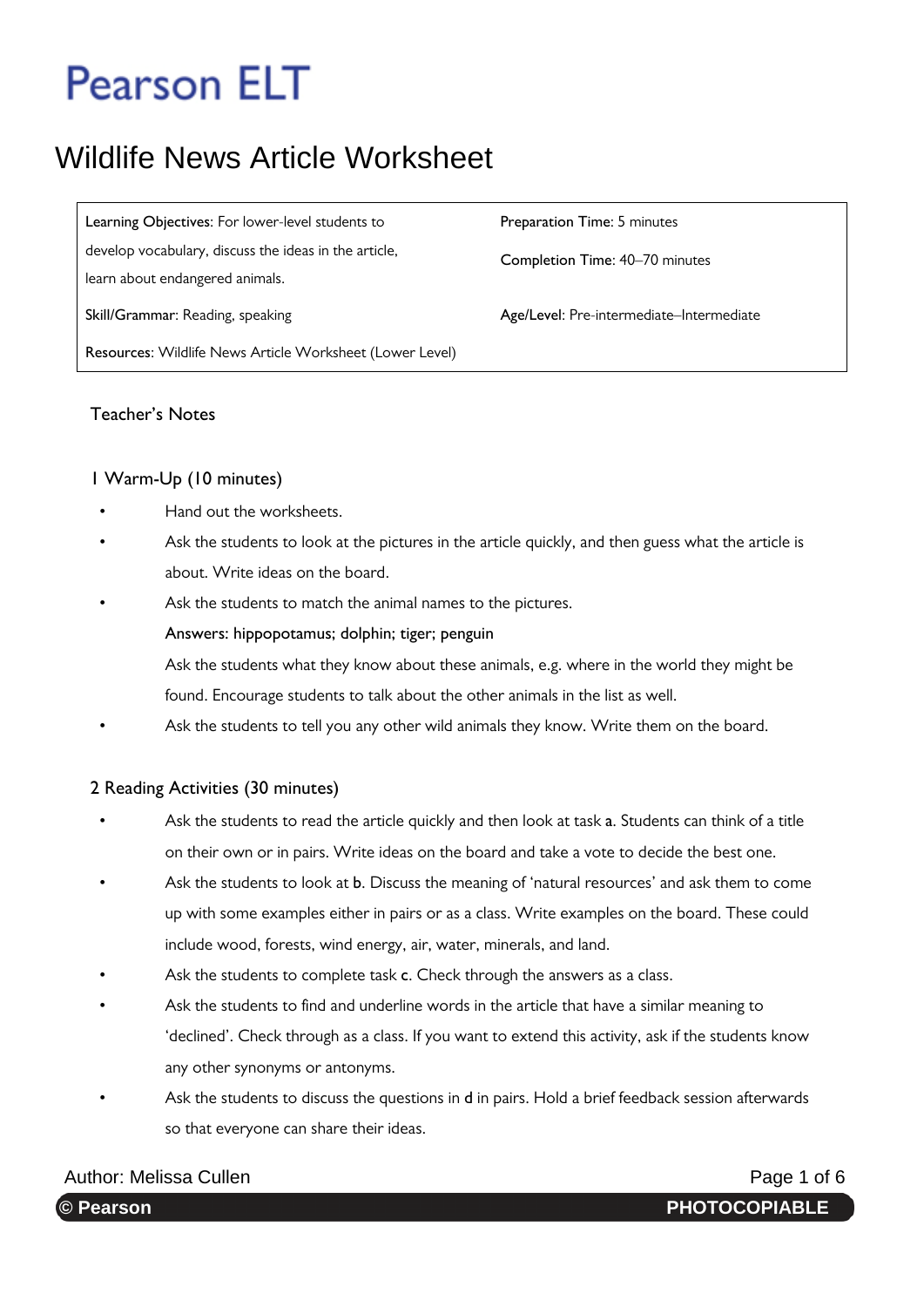# Pearson ELT

## Wildlife News Article Worksheet

| | |
|---|---|
| **Learning Objectives**: For lower-level students to develop vocabulary, discuss the ideas in the article, learn about endangered animals. | **Preparation Time**: 5 minutes<br><br>**Completion Time**: 40–70 minutes |
| **Skill/Grammar**: Reading, speaking | **Age/Level**: Pre-intermediate–Intermediate |
| **Resources**: Wildlife News Article Worksheet (Lower Level) | |

### Teacher's Notes

#### 1 Warm-Up (10 minutes)

- Hand out the worksheets.
- Ask the students to look at the pictures in the article quickly, and then guess what the article is about. Write ideas on the board.
- Ask the students to match the animal names to the pictures.

  **Answers: hippopotamus; dolphin; tiger; penguin**

  Ask the students what they know about these animals, e.g. where in the world they might be found. Encourage students to talk about the other animals in the list as well.
- Ask the students to tell you any other wild animals they know. Write them on the board.

#### 2 Reading Activities (30 minutes)

- Ask the students to read the article quickly and then look at task **a**. Students can think of a title on their own or in pairs. Write ideas on the board and take a vote to decide the best one.
- Ask the students to look at **b**. Discuss the meaning of 'natural resources' and ask them to come up with some examples either in pairs or as a class. Write examples on the board. These could include wood, forests, wind energy, air, water, minerals, and land.
- Ask the students to complete task **c**. Check through the answers as a class.
- Ask the students to find and underline words in the article that have a similar meaning to 'declined'. Check through as a class. If you want to extend this activity, ask if the students know any other synonyms or antonyms.
- Ask the students to discuss the questions in **d** in pairs. Hold a brief feedback session afterwards so that everyone can share their ideas.

Author: Melissa Cullen

© Pearson PHOTOCOPIABLE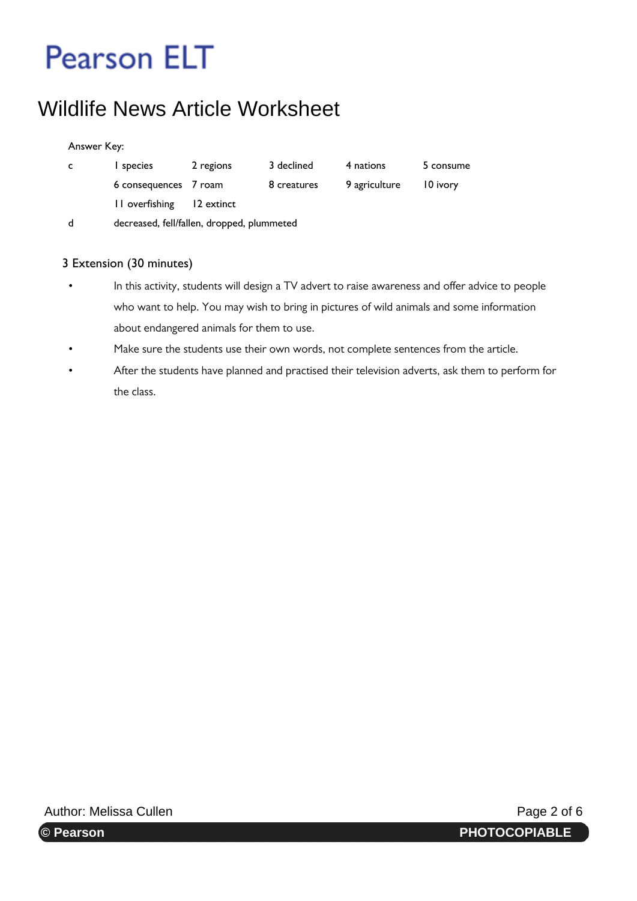# Pearson ELT

## Wildlife News Article Worksheet

Answer Key:

| | | | | | |
|---|---|---|---|---|---|
| c | 1 species | 2 regions | 3 declined | 4 nations | 5 consume |
| | 6 consequences | 7 roam | 8 creatures | 9 agriculture | 10 ivory |
| | 11 overfishing | 12 extinct | | | |
| d | decreased, fell/fallen, dropped, plummeted | | | | |

### 3 Extension (30 minutes)

- In this activity, students will design a TV advert to raise awareness and offer advice to people who want to help. You may wish to bring in pictures of wild animals and some information about endangered animals for them to use.
- Make sure the students use their own words, not complete sentences from the article.
- After the students have planned and practised their television adverts, ask them to perform for the class.

Author: Melissa Cullen

© Pearson PHOTOCOPIABLE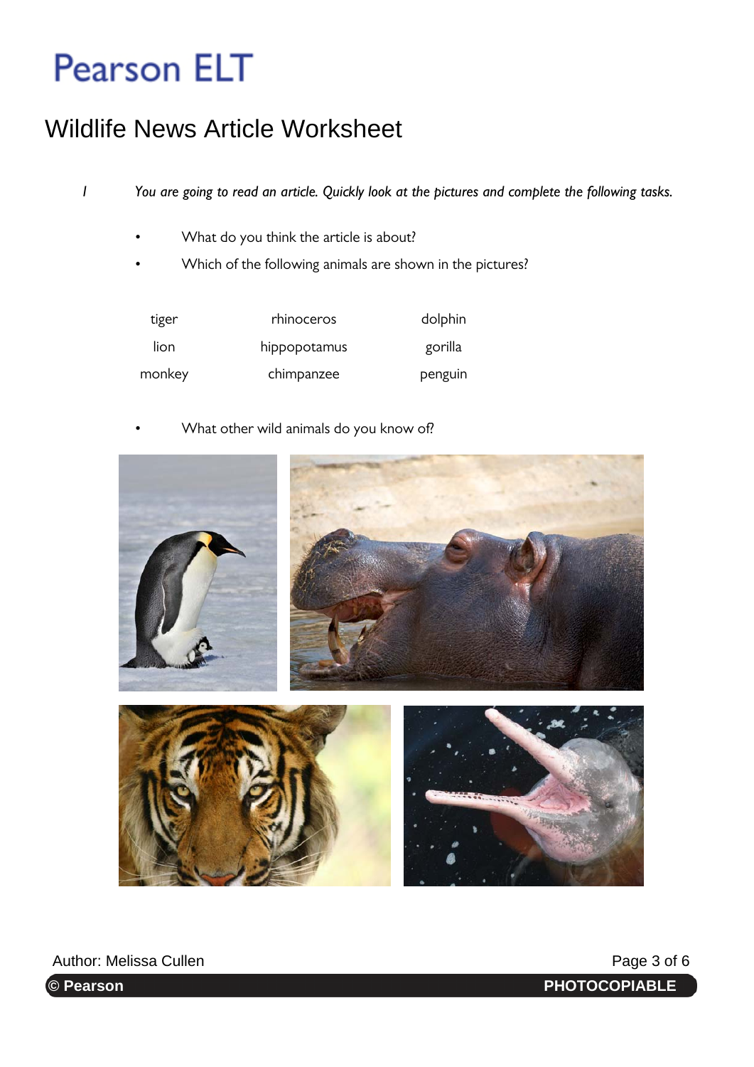# Pearson ELT

## Wildlife News Article Worksheet

*1 You are going to read an article. Quickly look at the pictures and complete the following tasks.*

- What do you think the article is about?
- Which of the following animals are shown in the pictures?

| | | |
|---|---|---|
| tiger | rhinoceros | dolphin |
| lion | hippopotamus | gorilla |
| monkey | chimpanzee | penguin |

- What other wild animals do you know of?

Author: Melissa Cullen

© Pearson PHOTOCOPIABLE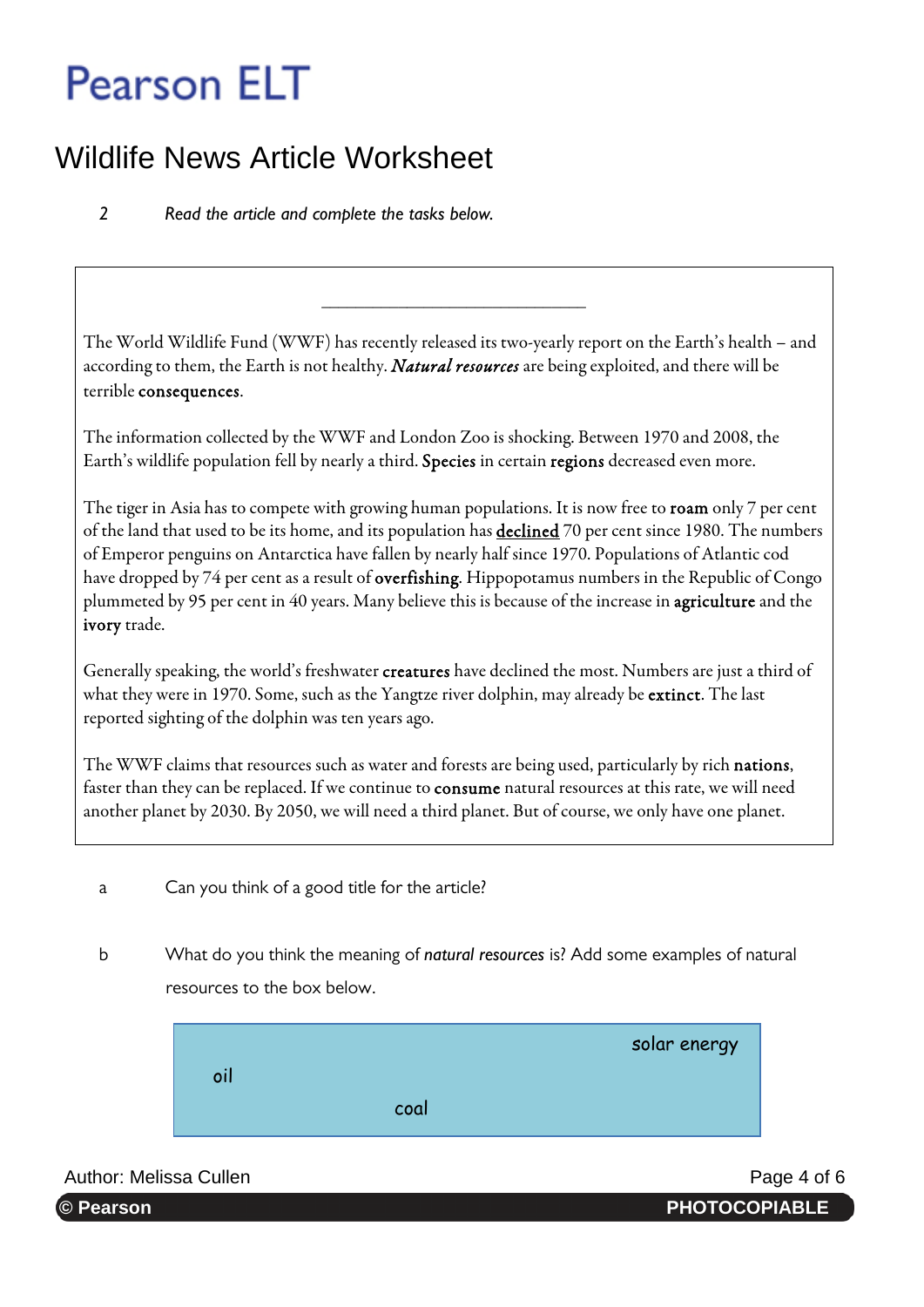Pearson ELT

# Wildlife News Article Worksheet

2 *Read the article and complete the tasks below.*

\_\_\_\_\_\_\_\_\_\_\_\_\_\_\_\_\_\_\_\_\_\_\_\_\_\_\_\_\_\_

The World Wildlife Fund (WWF) has recently released its two-yearly report on the Earth's health – and according to them, the Earth is not healthy. ***Natural resources*** are being exploited, and there will be terrible **consequences**.

The information collected by the WWF and London Zoo is shocking. Between 1970 and 2008, the Earth's wildlife population fell by nearly a third. **Species** in certain **regions** decreased even more.

The tiger in Asia has to compete with growing human populations. It is now free to **roam** only 7 per cent of the land that used to be its home, and its population has **declined** 70 per cent since 1980. The numbers of Emperor penguins on Antarctica have fallen by nearly half since 1970. Populations of Atlantic cod have dropped by 74 per cent as a result of **overfishing**. Hippopotamus numbers in the Republic of Congo plummeted by 95 per cent in 40 years. Many believe this is because of the increase in **agriculture** and the **ivory** trade.

Generally speaking, the world's freshwater **creatures** have declined the most. Numbers are just a third of what they were in 1970. Some, such as the Yangtze river dolphin, may already be **extinct**. The last reported sighting of the dolphin was ten years ago.

The WWF claims that resources such as water and forests are being used, particularly by rich **nations**, faster than they can be replaced. If we continue to **consume** natural resources at this rate, we will need another planet by 2030. By 2050, we will need a third planet. But of course, we only have one planet.

a Can you think of a good title for the article?

b What do you think the meaning of *natural resources* is? Add some examples of natural resources to the box below.

solar energy

oil

coal

Author: Melissa Cullen

© Pearson PHOTOCOPIABLE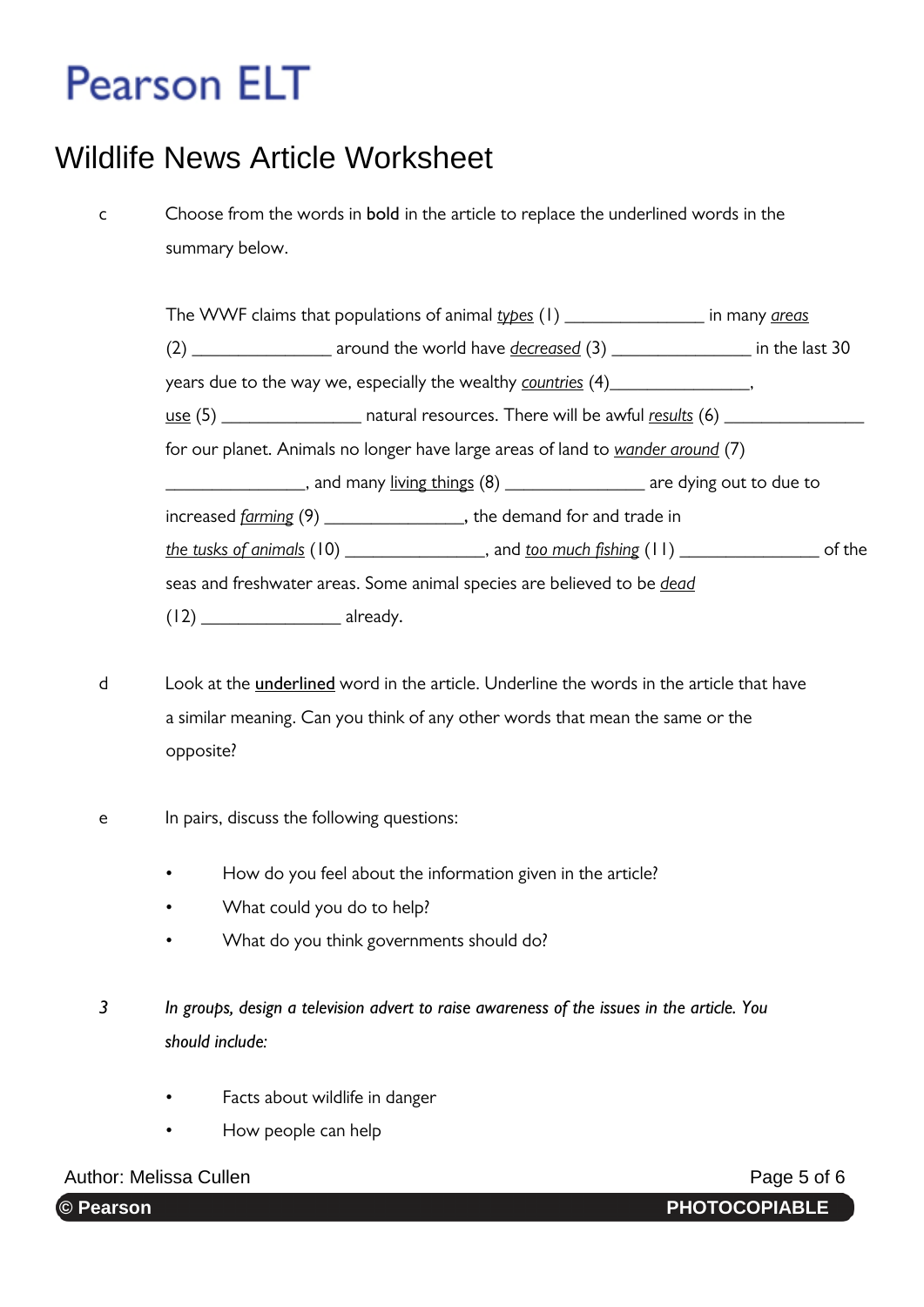# Wildlife News Article Worksheet

c Choose from the words in **bold** in the article to replace the underlined words in the summary below.

The WWF claims that populations of animal *types* (1) _______________ in many *areas* (2) _______________ around the world have *decreased* (3) _______________ in the last 30 years due to the way we, especially the wealthy *countries* (4)_______________, *use* (5) _______________ natural resources. There will be awful *results* (6) _______________ for our planet. Animals no longer have large areas of land to *wander around* (7) _______________, and many living things (8) _______________ are dying out to due to increased *farming* (9) _______________, the demand for and trade in *the tusks of animals* (10) _______________, and *too much fishing* (11) _______________ of the seas and freshwater areas. Some animal species are believed to be *dead* (12) _______________ already.

d Look at the **underlined** word in the article. Underline the words in the article that have a similar meaning. Can you think of any other words that mean the same or the opposite?

e In pairs, discuss the following questions:

- How do you feel about the information given in the article?
- What could you do to help?
- What do you think governments should do?

*3 In groups, design a television advert to raise awareness of the issues in the article. You should include:*

- Facts about wildlife in danger
- How people can help

Author: Melissa Cullen

© Pearson PHOTOCOPIABLE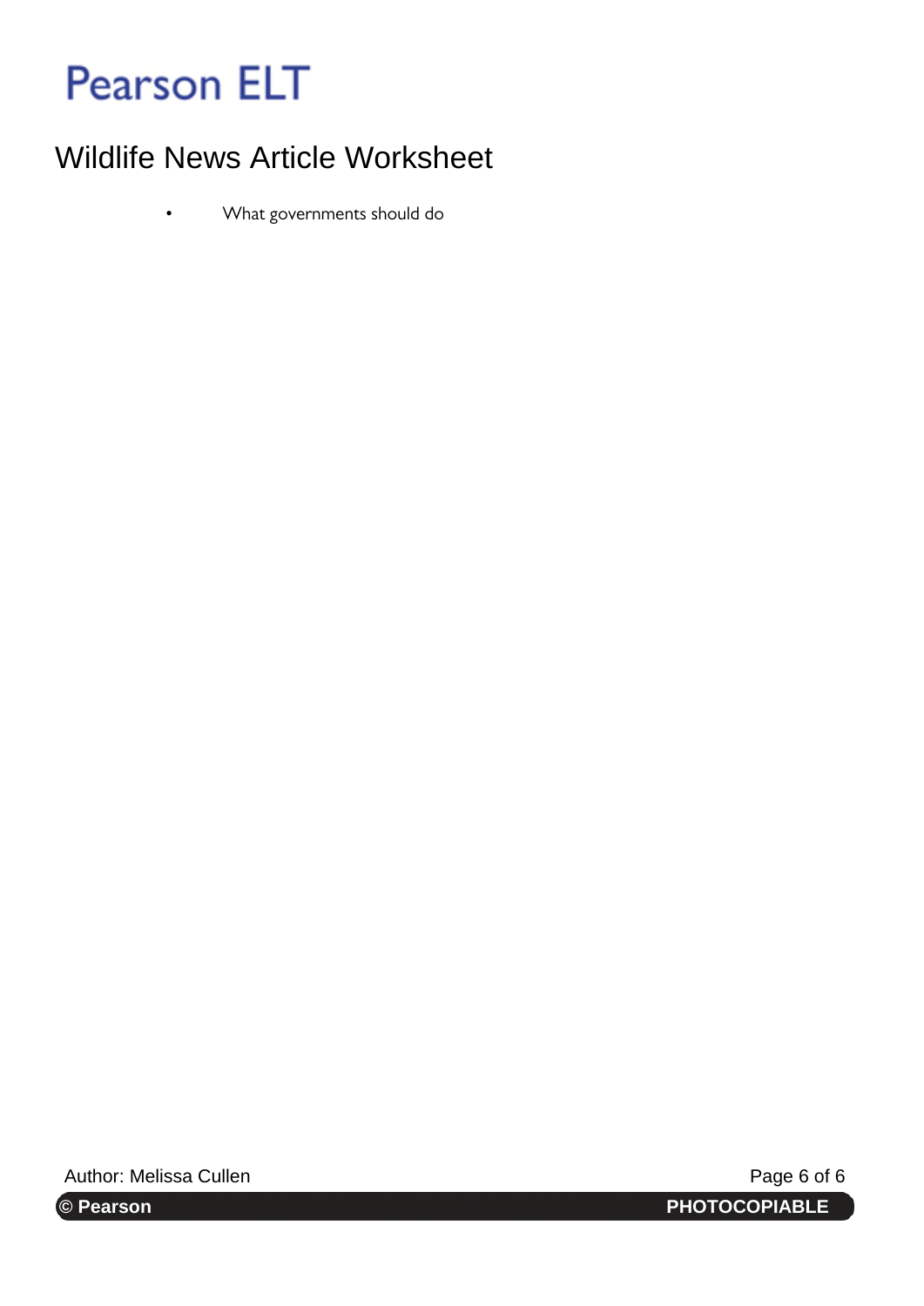- What governments should do